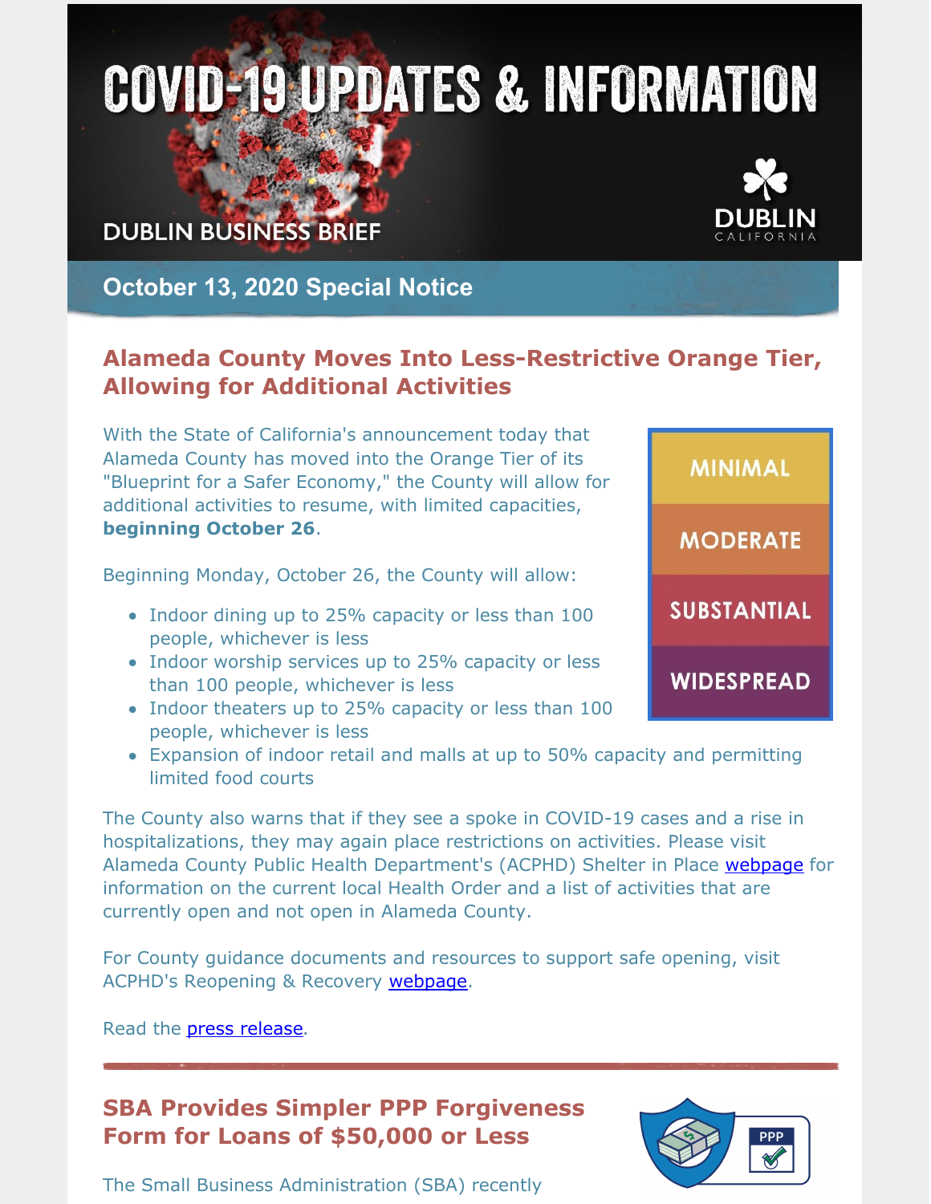# COVID-19 UPDATES & INFORMATION

DUBLIN BUSINESS BRIEF

DUBLIN CALIFORNIA

## October 13, 2020 Special Notice

## Alameda County Moves Into Less-Restrictive Orange Tier, Allowing for Additional Activities

With the State of California's announcement today that Alameda County has moved into the Orange Tier of its "Blueprint for a Safer Economy," the County will allow for additional activities to resume, with limited capacities, **beginning October 26**.

MINIMAL

MODERATE

SUBSTANTIAL

WIDESPREAD

Beginning Monday, October 26, the County will allow:

- Indoor dining up to 25% capacity or less than 100 people, whichever is less
- Indoor worship services up to 25% capacity or less than 100 people, whichever is less
- Indoor theaters up to 25% capacity or less than 100 people, whichever is less
- Expansion of indoor retail and malls at up to 50% capacity and permitting limited food courts

The County also warns that if they see a spoke in COVID-19 cases and a rise in hospitalizations, they may again place restrictions on activities. Please visit Alameda County Public Health Department's (ACPHD) Shelter in Place webpage for information on the current local Health Order and a list of activities that are currently open and not open in Alameda County.

For County guidance documents and resources to support safe opening, visit ACPHD's Reopening & Recovery webpage.

Read the press release.

## SBA Provides Simpler PPP Forgiveness Form for Loans of $50,000 or Less

PPP

The Small Business Administration (SBA) recently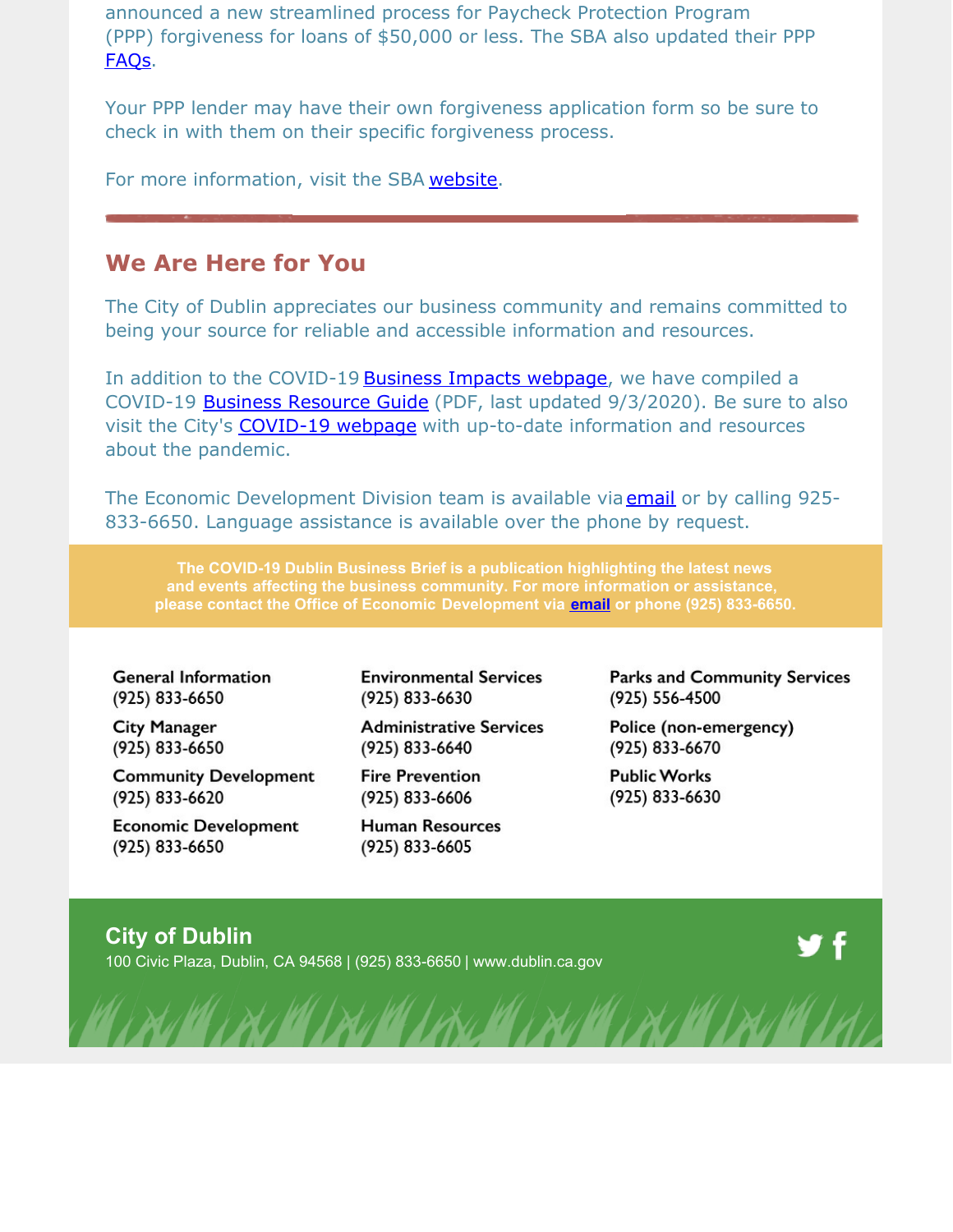announced a new streamlined process for Paycheck Protection Program (PPP) forgiveness for loans of $50,000 or less. The SBA also updated their PPP FAQs.

Your PPP lender may have their own forgiveness application form so be sure to check in with them on their specific forgiveness process.

For more information, visit the SBA website.

## We Are Here for You

The City of Dublin appreciates our business community and remains committed to being your source for reliable and accessible information and resources.

In addition to the COVID-19 Business Impacts webpage, we have compiled a COVID-19 Business Resource Guide (PDF, last updated 9/3/2020). Be sure to also visit the City's COVID-19 webpage with up-to-date information and resources about the pandemic.

The Economic Development Division team is available via email or by calling 925-833-6650. Language assistance is available over the phone by request.

**The COVID-19 Dublin Business Brief is a publication highlighting the latest news and events affecting the business community. For more information or assistance, please contact the Office of Economic Development via email or phone (925) 833-6650.**

**General Information**
(925) 833-6650

**City Manager**
(925) 833-6650

**Community Development**
(925) 833-6620

**Economic Development**
(925) 833-6650

**Environmental Services**
(925) 833-6630

**Administrative Services**
(925) 833-6640

**Fire Prevention**
(925) 833-6606

**Human Resources**
(925) 833-6605

**Parks and Community Services**
(925) 556-4500

**Police (non-emergency)**
(925) 833-6670

**Public Works**
(925) 833-6630

**City of Dublin**
100 Civic Plaza, Dublin, CA 94568 | (925) 833-6650 | www.dublin.ca.gov